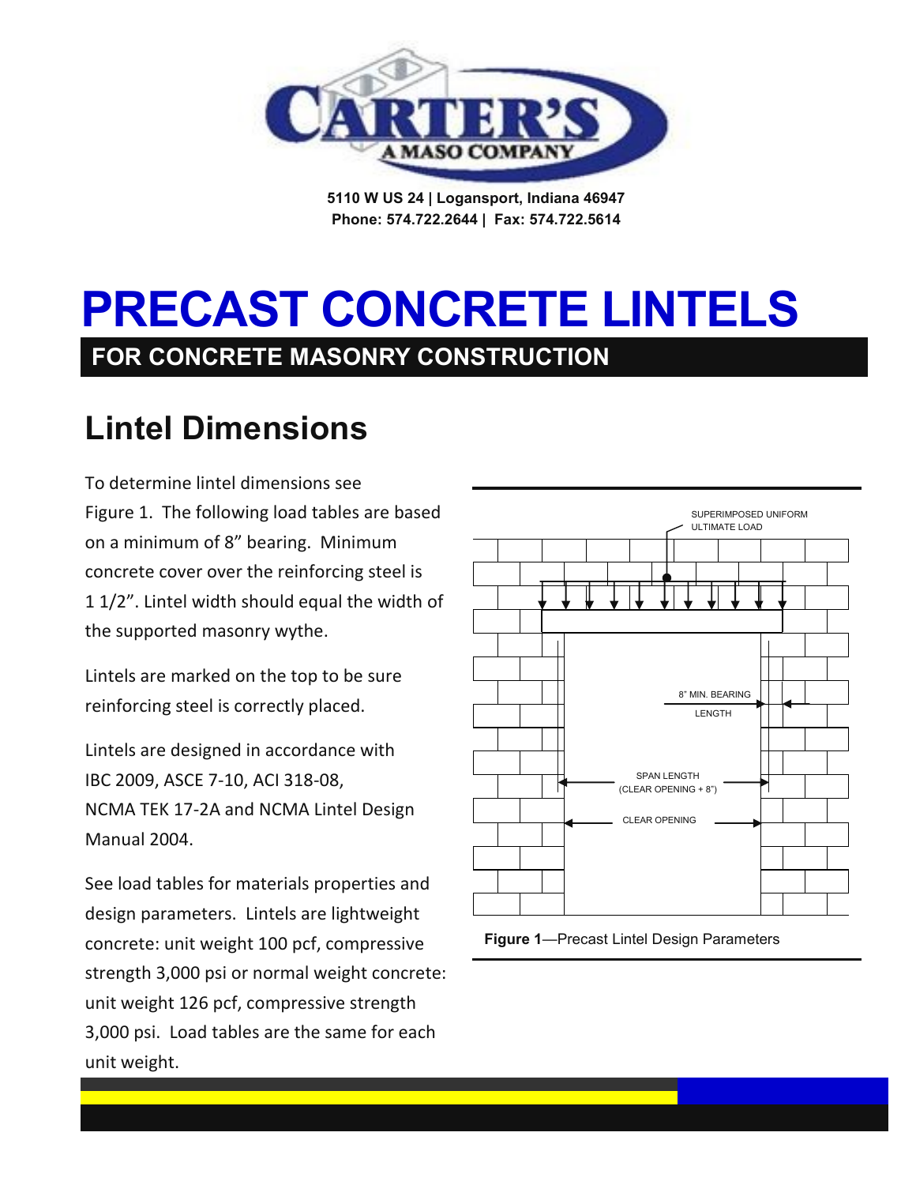5110 W US 24 | Logansport, Indiana 46947
Phone: 574.722.2644 | Fax: 574.722.5614

# PRECAST CONCRETE LINTELS

## FOR CONCRETE MASONRY CONSTRUCTION

## Lintel Dimensions

To determine lintel dimensions see Figure 1. The following load tables are based on a minimum of 8" bearing. Minimum concrete cover over the reinforcing steel is 1 1/2". Lintel width should equal the width of the supported masonry wythe.

Lintels are marked on the top to be sure reinforcing steel is correctly placed.

Lintels are designed in accordance with IBC 2009, ASCE 7-10, ACI 318-08, NCMA TEK 17-2A and NCMA Lintel Design Manual 2004.

See load tables for materials properties and design parameters. Lintels are lightweight concrete: unit weight 100 pcf, compressive strength 3,000 psi or normal weight concrete: unit weight 126 pcf, compressive strength 3,000 psi. Load tables are the same for each unit weight.

SUPERIMPOSED UNIFORM ULTIMATE LOAD

8" MIN. BEARING LENGTH

SPAN LENGTH (CLEAR OPENING + 8")

CLEAR OPENING

**Figure 1**—Precast Lintel Design Parameters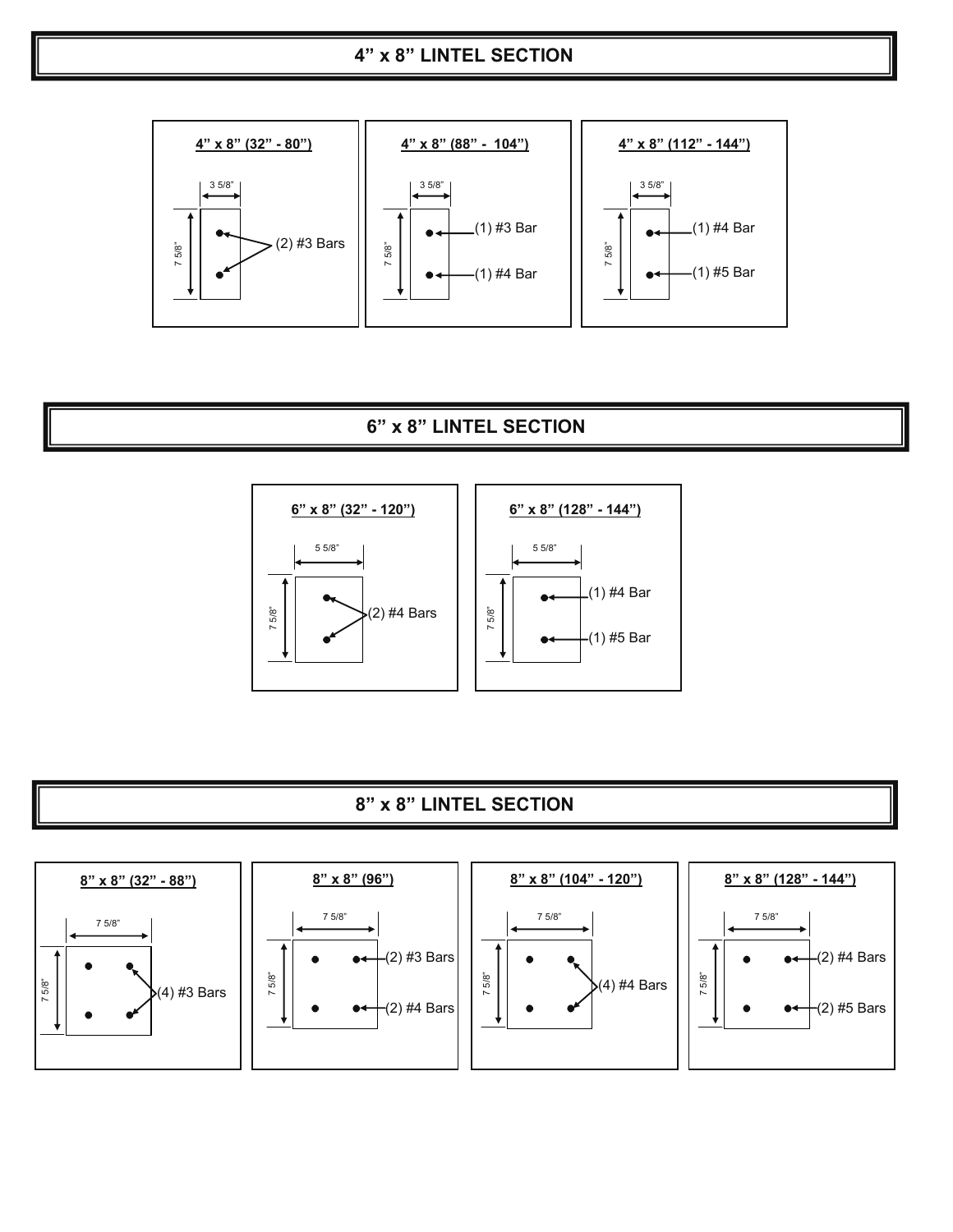## 4” x 8” LINTEL SECTION

**4” x 8” (32” - 80”)**

3 5/8”

7 5/8”

(2) #3 Bars

**4” x 8” (88” - 104”)**

3 5/8”

7 5/8”

(1) #3 Bar

(1) #4 Bar

**4” x 8” (112” - 144”)**

3 5/8”

7 5/8”

(1) #4 Bar

(1) #5 Bar

## 6” x 8” LINTEL SECTION

**6” x 8” (32” - 120”)**

5 5/8”

7 5/8”

(2) #4 Bars

**6” x 8” (128” - 144”)**

5 5/8”

7 5/8”

(1) #4 Bar

(1) #5 Bar

## 8” x 8” LINTEL SECTION

**8” x 8” (32” - 88”)**

7 5/8”

7 5/8”

(4) #3 Bars

**8” x 8” (96”)**

7 5/8”

7 5/8”

(2) #3 Bars

(2) #4 Bars

**8” x 8” (104” - 120”)**

7 5/8”

7 5/8”

(4) #4 Bars

**8” x 8” (128” - 144”)**

7 5/8”

7 5/8”

(2) #4 Bars

(2) #5 Bars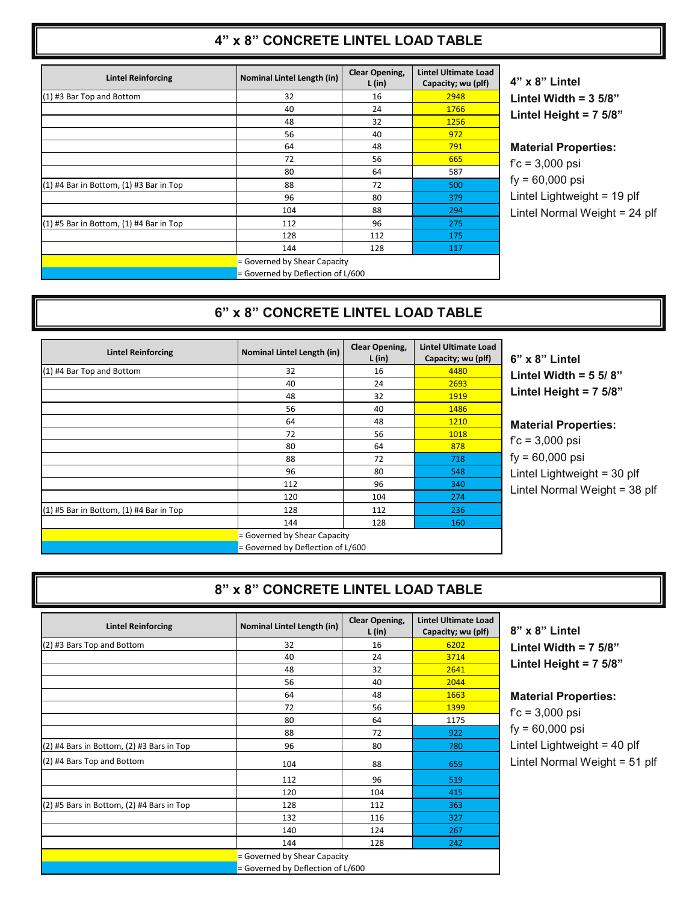## 4" x 8" CONCRETE LINTEL LOAD TABLE

| Lintel Reinforcing | Nominal Lintel Length (in) | Clear Opening, L (in) | Lintel Ultimate Load Capacity; wu (plf) |
|---|---|---|---|
| (1) #3 Bar Top and Bottom | 32 | 16 | 2948 |
| | 40 | 24 | 1766 |
| | 48 | 32 | 1256 |
| | 56 | 40 | 972 |
| | 64 | 48 | 791 |
| | 72 | 56 | 665 |
| | 80 | 64 | 587 |
| (1) #4 Bar in Bottom, (1) #3 Bar in Top | 88 | 72 | 500 |
| | 96 | 80 | 379 |
| | 104 | 88 | 294 |
| (1) #5 Bar in Bottom, (1) #4 Bar in Top | 112 | 96 | 275 |
| | 128 | 112 | 175 |
| | 144 | 128 | 117 |
| (yellow) | = Governed by Shear Capacity | | |
| (blue) | = Governed by Deflection of L/600 | | |

**4" x 8" Lintel**
**Lintel Width = 3 5/8"**
**Lintel Height = 7 5/8"**

**Material Properties:**
f'c = 3,000 psi
fy = 60,000 psi
Lintel Lightweight = 19 plf
Lintel Normal Weight = 24 plf

## 6" x 8" CONCRETE LINTEL LOAD TABLE

| Lintel Reinforcing | Nominal Lintel Length (in) | Clear Opening, L (in) | Lintel Ultimate Load Capacity; wu (plf) |
|---|---|---|---|
| (1) #4 Bar Top and Bottom | 32 | 16 | 4480 |
| | 40 | 24 | 2693 |
| | 48 | 32 | 1919 |
| | 56 | 40 | 1486 |
| | 64 | 48 | 1210 |
| | 72 | 56 | 1018 |
| | 80 | 64 | 878 |
| | 88 | 72 | 718 |
| | 96 | 80 | 548 |
| | 112 | 96 | 340 |
| | 120 | 104 | 274 |
| (1) #5 Bar in Bottom, (1) #4 Bar in Top | 128 | 112 | 236 |
| | 144 | 128 | 160 |
| (yellow) | = Governed by Shear Capacity | | |
| (blue) | = Governed by Deflection of L/600 | | |

**6" x 8" Lintel**
**Lintel Width = 5 5/ 8"**
**Lintel Height = 7 5/8"**

**Material Properties:**
f'c = 3,000 psi
fy = 60,000 psi
Lintel Lightweight = 30 plf
Lintel Normal Weight = 38 plf

## 8" x 8" CONCRETE LINTEL LOAD TABLE

| Lintel Reinforcing | Nominal Lintel Length (in) | Clear Opening, L (in) | Lintel Ultimate Load Capacity; wu (plf) |
|---|---|---|---|
| (2) #3 Bars Top and Bottom | 32 | 16 | 6202 |
| | 40 | 24 | 3714 |
| | 48 | 32 | 2641 |
| | 56 | 40 | 2044 |
| | 64 | 48 | 1663 |
| | 72 | 56 | 1399 |
| | 80 | 64 | 1175 |
| | 88 | 72 | 922 |
| (2) #4 Bars in Bottom, (2) #3 Bars in Top | 96 | 80 | 780 |
| (2) #4 Bars Top and Bottom | 104 | 88 | 659 |
| | 112 | 96 | 519 |
| | 120 | 104 | 415 |
| (2) #5 Bars in Bottom, (2) #4 Bars in Top | 128 | 112 | 363 |
| | 132 | 116 | 327 |
| | 140 | 124 | 267 |
| | 144 | 128 | 242 |
| (yellow) | = Governed by Shear Capacity | | |
| (blue) | = Governed by Deflection of L/600 | | |

**8" x 8" Lintel**
**Lintel Width = 7 5/8"**
**Lintel Height = 7 5/8"**

**Material Properties:**
f'c = 3,000 psi
fy = 60,000 psi
Lintel Lightweight = 40 plf
Lintel Normal Weight = 51 plf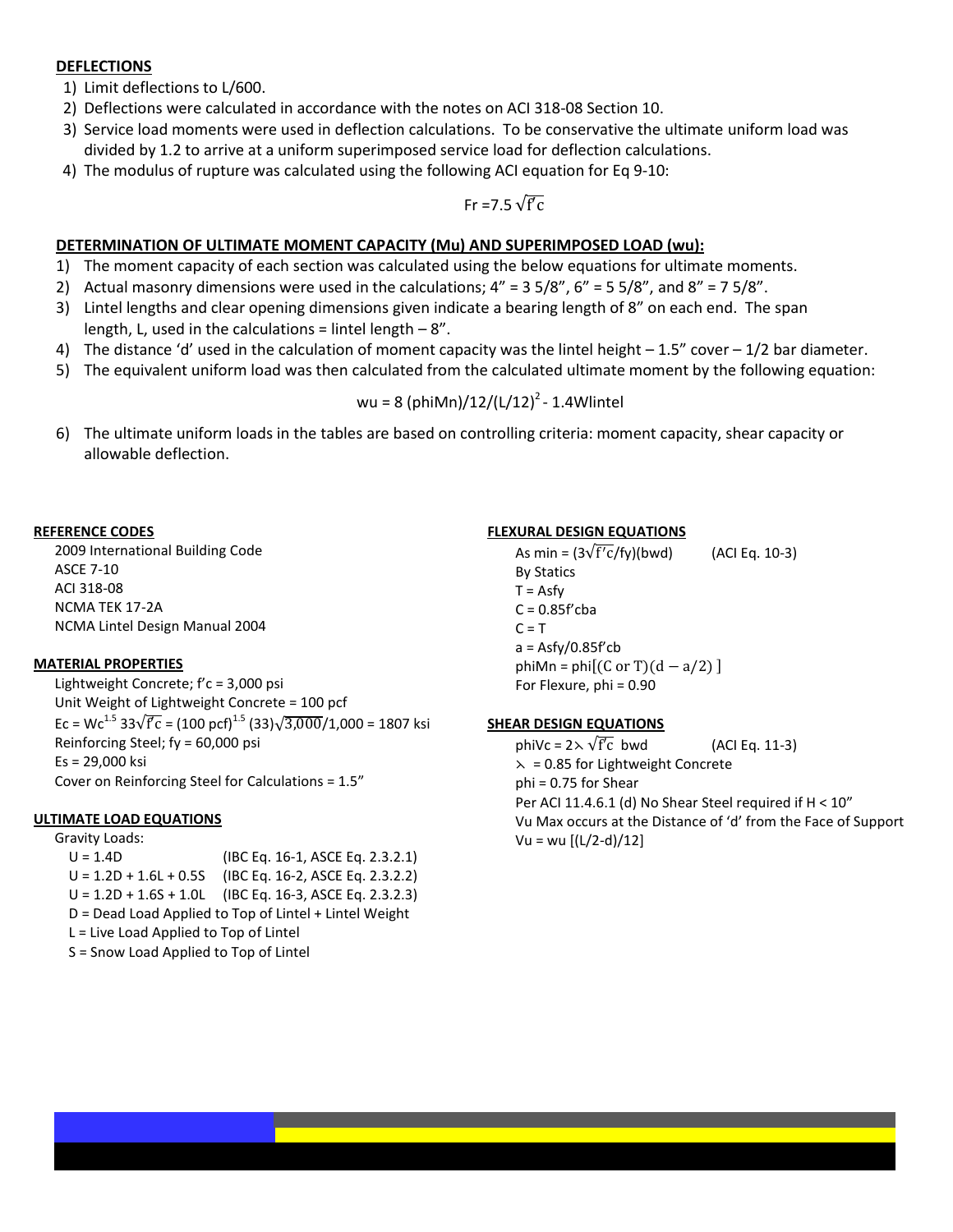## DEFLECTIONS

1) Limit deflections to L/600.
2) Deflections were calculated in accordance with the notes on ACI 318-08 Section 10.
3) Service load moments were used in deflection calculations. To be conservative the ultimate uniform load was divided by 1.2 to arrive at a uniform superimposed service load for deflection calculations.
4) The modulus of rupture was calculated using the following ACI equation for Eq 9-10:

$$Fr = 7.5\sqrt{f'c}$$

## DETERMINATION OF ULTIMATE MOMENT CAPACITY (Mu) AND SUPERIMPOSED LOAD (wu):

1) The moment capacity of each section was calculated using the below equations for ultimate moments.
2) Actual masonry dimensions were used in the calculations; 4" = 3 5/8", 6" = 5 5/8", and 8" = 7 5/8".
3) Lintel lengths and clear opening dimensions given indicate a bearing length of 8" on each end. The span length, L, used in the calculations = lintel length – 8".
4) The distance 'd' used in the calculation of moment capacity was the lintel height – 1.5" cover – 1/2 bar diameter.
5) The equivalent uniform load was then calculated from the calculated ultimate moment by the following equation:

$$wu = 8\,(phiMn)/12/(L/12)^2 - 1.4Wlintel$$

6) The ultimate uniform loads in the tables are based on controlling criteria: moment capacity, shear capacity or allowable deflection.

## REFERENCE CODES

2009 International Building Code
ASCE 7-10
ACI 318-08
NCMA TEK 17-2A
NCMA Lintel Design Manual 2004

## MATERIAL PROPERTIES

Lightweight Concrete; f'c = 3,000 psi
Unit Weight of Lightweight Concrete = 100 pcf
$Ec = Wc^{1.5}\, 33\sqrt{f'c} = (100\text{ pcf})^{1.5}\,(33)\sqrt{3{,}000}/1{,}000 = 1807\text{ ksi}$
Reinforcing Steel; fy = 60,000 psi
Es = 29,000 ksi
Cover on Reinforcing Steel for Calculations = 1.5"

## ULTIMATE LOAD EQUATIONS

Gravity Loads:

U = 1.4D (IBC Eq. 16-1, ASCE Eq. 2.3.2.1)
U = 1.2D + 1.6L + 0.5S (IBC Eq. 16-2, ASCE Eq. 2.3.2.2)
U = 1.2D + 1.6S + 1.0L (IBC Eq. 16-3, ASCE Eq. 2.3.2.3)
D = Dead Load Applied to Top of Lintel + Lintel Weight
L = Live Load Applied to Top of Lintel
S = Snow Load Applied to Top of Lintel

## FLEXURAL DESIGN EQUATIONS

$As\ min = (3\sqrt{f'c}/fy)(bwd)$ (ACI Eq. 10-3)
By Statics
T = Asfy
C = 0.85f'cba
C = T
a = Asfy/0.85f'cb
$phiMn = phi[(C \text{ or } T)(d - a/2)]$
For Flexure, phi = 0.90

## SHEAR DESIGN EQUATIONS

$phiVc = 2\lambda\sqrt{f'c}\ bwd$ (ACI Eq. 11-3)
$\lambda$ = 0.85 for Lightweight Concrete
phi = 0.75 for Shear
Per ACI 11.4.6.1 (d) No Shear Steel required if H < 10"
Vu Max occurs at the Distance of 'd' from the Face of Support
Vu = wu [(L/2-d)/12]